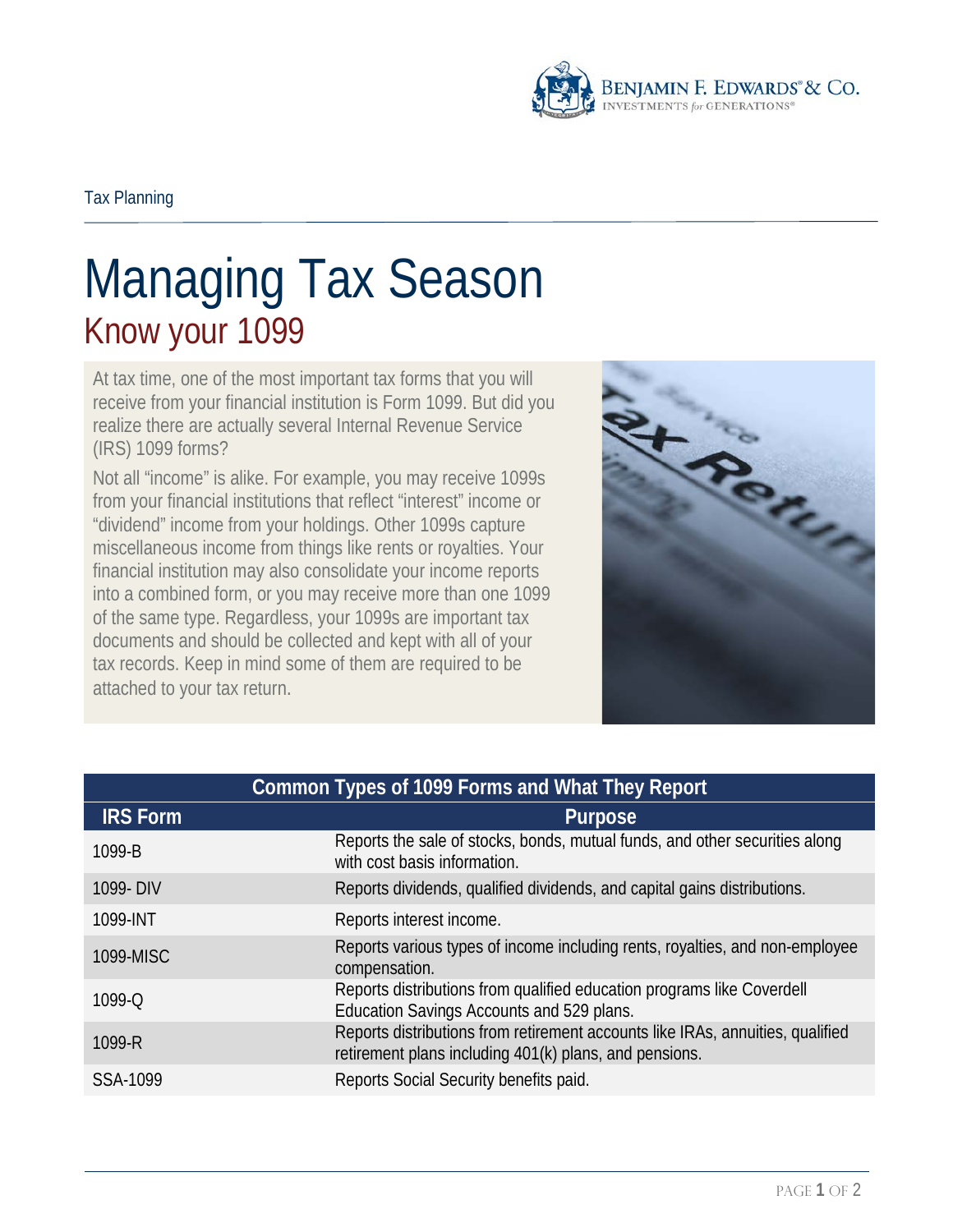Tax Planning

# Managing Tax Season

## Know your 1099

At tax time, one of the most important tax forms that you will receive from your financial institution is Form 1099. But did you realize there are actually several Internal Revenue Service (IRS) 1099 forms?

Not all "income" is alike. For example, you may receive 1099s from your financial institutions that reflect "interest" income or "dividend" income from your holdings. Other 1099s capture miscellaneous income from things like rents or royalties. Your financial institution may also consolidate your income reports into a combined form, or you may receive more than one 1099 of the same type. Regardless, your 1099s are important tax documents and should be collected and kept with all of your tax records. Keep in mind some of them are required to be attached to your tax return.

**Common Types of 1099 Forms and What They Report**

| IRS Form | Purpose |
|---|---|
| 1099-B | Reports the sale of stocks, bonds, mutual funds, and other securities along with cost basis information. |
| 1099- DIV | Reports dividends, qualified dividends, and capital gains distributions. |
| 1099-INT | Reports interest income. |
| 1099-MISC | Reports various types of income including rents, royalties, and non-employee compensation. |
| 1099-Q | Reports distributions from qualified education programs like Coverdell Education Savings Accounts and 529 plans. |
| 1099-R | Reports distributions from retirement accounts like IRAs, annuities, qualified retirement plans including 401(k) plans, and pensions. |
| SSA-1099 | Reports Social Security benefits paid. |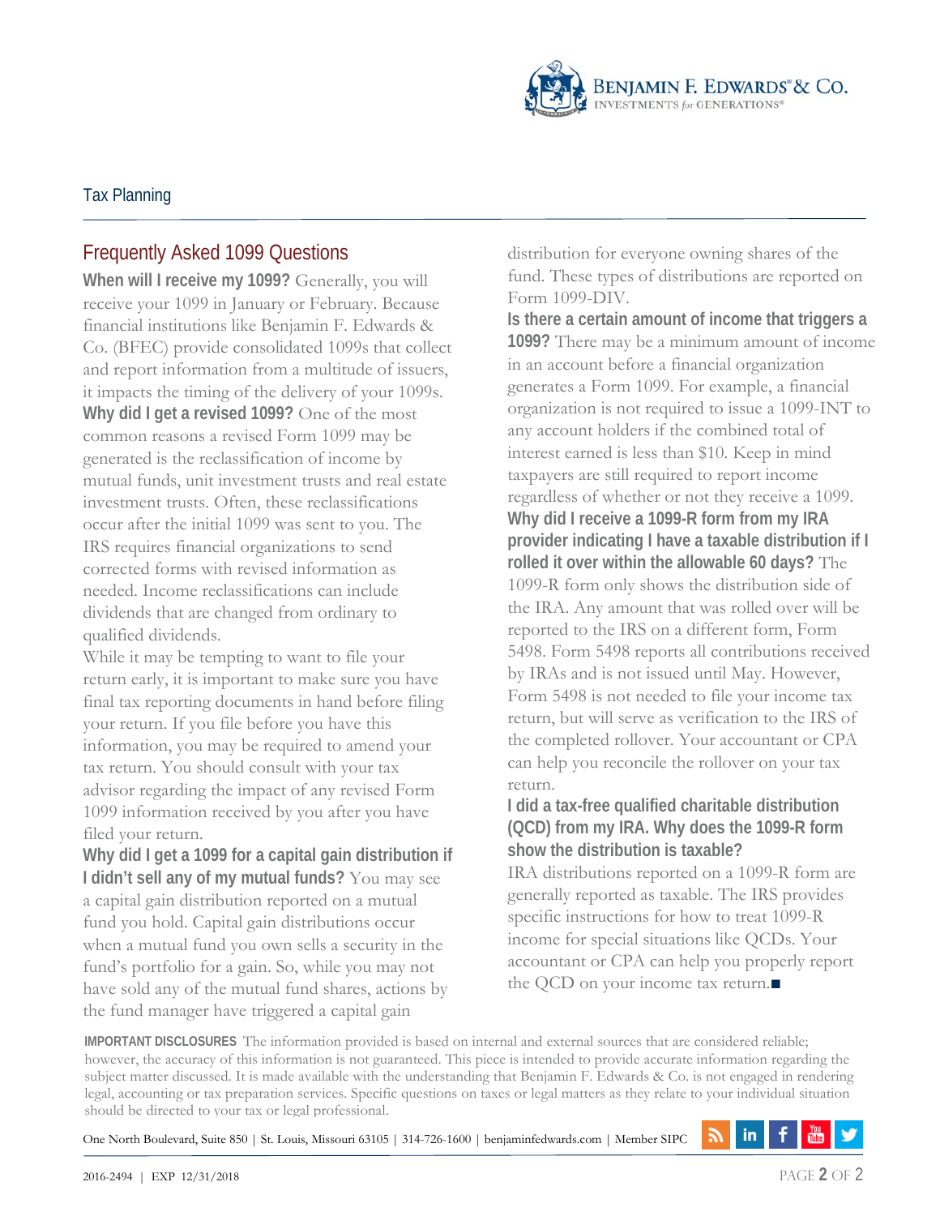Tax Planning

## Frequently Asked 1099 Questions

**When will I receive my 1099?** Generally, you will receive your 1099 in January or February. Because financial institutions like Benjamin F. Edwards & Co. (BFEC) provide consolidated 1099s that collect and report information from a multitude of issuers, it impacts the timing of the delivery of your 1099s.

**Why did I get a revised 1099?** One of the most common reasons a revised Form 1099 may be generated is the reclassification of income by mutual funds, unit investment trusts and real estate investment trusts. Often, these reclassifications occur after the initial 1099 was sent to you. The IRS requires financial organizations to send corrected forms with revised information as needed. Income reclassifications can include dividends that are changed from ordinary to qualified dividends.

While it may be tempting to want to file your return early, it is important to make sure you have final tax reporting documents in hand before filing your return. If you file before you have this information, you may be required to amend your tax return. You should consult with your tax advisor regarding the impact of any revised Form 1099 information received by you after you have filed your return.

**Why did I get a 1099 for a capital gain distribution if I didn't sell any of my mutual funds?** You may see a capital gain distribution reported on a mutual fund you hold. Capital gain distributions occur when a mutual fund you own sells a security in the fund's portfolio for a gain. So, while you may not have sold any of the mutual fund shares, actions by the fund manager have triggered a capital gain distribution for everyone owning shares of the fund. These types of distributions are reported on Form 1099-DIV.

**Is there a certain amount of income that triggers a 1099?** There may be a minimum amount of income in an account before a financial organization generates a Form 1099. For example, a financial organization is not required to issue a 1099-INT to any account holders if the combined total of interest earned is less than $10. Keep in mind taxpayers are still required to report income regardless of whether or not they receive a 1099.

**Why did I receive a 1099-R form from my IRA provider indicating I have a taxable distribution if I rolled it over within the allowable 60 days?** The 1099-R form only shows the distribution side of the IRA. Any amount that was rolled over will be reported to the IRS on a different form, Form 5498. Form 5498 reports all contributions received by IRAs and is not issued until May. However, Form 5498 is not needed to file your income tax return, but will serve as verification to the IRS of the completed rollover. Your accountant or CPA can help you reconcile the rollover on your tax return.

**I did a tax-free qualified charitable distribution (QCD) from my IRA. Why does the 1099-R form show the distribution is taxable?**

IRA distributions reported on a 1099-R form are generally reported as taxable. The IRS provides specific instructions for how to treat 1099-R income for special situations like QCDs. Your accountant or CPA can help you properly report the QCD on your income tax return.■

**IMPORTANT DISCLOSURES** The information provided is based on internal and external sources that are considered reliable; however, the accuracy of this information is not guaranteed. This piece is intended to provide accurate information regarding the subject matter discussed. It is made available with the understanding that Benjamin F. Edwards & Co. is not engaged in rendering legal, accounting or tax preparation services. Specific questions on taxes or legal matters as they relate to your individual situation should be directed to your tax or legal professional.

One North Boulevard, Suite 850 | St. Louis, Missouri 63105 | 314-726-1600 | benjaminfedwards.com | Member SIPC

2016-2494 | EXP 12/31/2018